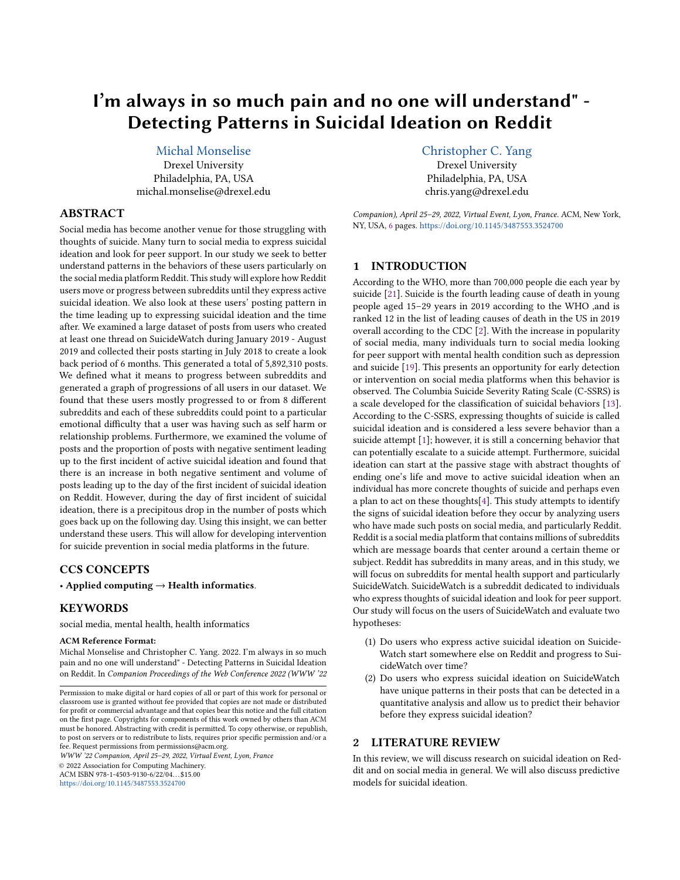# I'm always in so much pain and no one will understand" - Detecting Patterns in Suicidal Ideation on Reddit

Michal Monselise
Drexel University
Philadelphia, PA, USA
michal.monselise@drexel.edu

Christopher C. Yang
Drexel University
Philadelphia, PA, USA
chris.yang@drexel.edu

## ABSTRACT

Social media has become another venue for those struggling with thoughts of suicide. Many turn to social media to express suicidal ideation and look for peer support. In our study we seek to better understand patterns in the behaviors of these users particularly on the social media platform Reddit. This study will explore how Reddit users move or progress between subreddits until they express active suicidal ideation. We also look at these users' posting pattern in the time leading up to expressing suicidal ideation and the time after. We examined a large dataset of posts from users who created at least one thread on SuicideWatch during January 2019 - August 2019 and collected their posts starting in July 2018 to create a look back period of 6 months. This generated a total of 5,892,310 posts. We defined what it means to progress between subreddits and generated a graph of progressions of all users in our dataset. We found that these users mostly progressed to or from 8 different subreddits and each of these subreddits could point to a particular emotional difficulty that a user was having such as self harm or relationship problems. Furthermore, we examined the volume of posts and the proportion of posts with negative sentiment leading up to the first incident of active suicidal ideation and found that there is an increase in both negative sentiment and volume of posts leading up to the day of the first incident of suicidal ideation on Reddit. However, during the day of first incident of suicidal ideation, there is a precipitous drop in the number of posts which goes back up on the following day. Using this insight, we can better understand these users. This will allow for developing intervention for suicide prevention in social media platforms in the future.

## CCS CONCEPTS

• **Applied computing** → **Health informatics**.

## KEYWORDS

social media, mental health, health informatics

**ACM Reference Format:**
Michal Monselise and Christopher C. Yang. 2022. I'm always in so much pain and no one will understand" - Detecting Patterns in Suicidal Ideation on Reddit. In *Companion Proceedings of the Web Conference 2022 (WWW '22 Companion), April 25–29, 2022, Virtual Event, Lyon, France.* ACM, New York, NY, USA, 6 pages. https://doi.org/10.1145/3487553.3524700

Permission to make digital or hard copies of all or part of this work for personal or classroom use is granted without fee provided that copies are not made or distributed for profit or commercial advantage and that copies bear this notice and the full citation on the first page. Copyrights for components of this work owned by others than ACM must be honored. Abstracting with credit is permitted. To copy otherwise, or republish, to post on servers or to redistribute to lists, requires prior specific permission and/or a fee. Request permissions from permissions@acm.org.
*WWW '22 Companion, April 25–29, 2022, Virtual Event, Lyon, France*
© 2022 Association for Computing Machinery.
ACM ISBN 978-1-4503-9130-6/22/04…$15.00
https://doi.org/10.1145/3487553.3524700

## 1 INTRODUCTION

According to the WHO, more than 700,000 people die each year by suicide [21]. Suicide is the fourth leading cause of death in young people aged 15–29 years in 2019 according to the WHO ,and is ranked 12 in the list of leading causes of death in the US in 2019 overall according to the CDC [2]. With the increase in popularity of social media, many individuals turn to social media looking for peer support with mental health condition such as depression and suicide [19]. This presents an opportunity for early detection or intervention on social media platforms when this behavior is observed. The Columbia Suicide Severity Rating Scale (C-SSRS) is a scale developed for the classification of suicidal behaviors [13]. According to the C-SSRS, expressing thoughts of suicide is called suicidal ideation and is considered a less severe behavior than a suicide attempt [1]; however, it is still a concerning behavior that can potentially escalate to a suicide attempt. Furthermore, suicidal ideation can start at the passive stage with abstract thoughts of ending one's life and move to active suicidal ideation when an individual has more concrete thoughts of suicide and perhaps even a plan to act on these thoughts[4]. This study attempts to identify the signs of suicidal ideation before they occur by analyzing users who have made such posts on social media, and particularly Reddit. Reddit is a social media platform that contains millions of subreddits which are message boards that center around a certain theme or subject. Reddit has subreddits in many areas, and in this study, we will focus on subreddits for mental health support and particularly SuicideWatch. SuicideWatch is a subreddit dedicated to individuals who express thoughts of suicidal ideation and look for peer support. Our study will focus on the users of SuicideWatch and evaluate two hypotheses:

(1) Do users who express active suicidal ideation on SuicideWatch start somewhere else on Reddit and progress to SuicideWatch over time?
(2) Do users who express suicidal ideation on SuicideWatch have unique patterns in their posts that can be detected in a quantitative analysis and allow us to predict their behavior before they express suicidal ideation?

## 2 LITERATURE REVIEW

In this review, we will discuss research on suicidal ideation on Reddit and on social media in general. We will also discuss predictive models for suicidal ideation.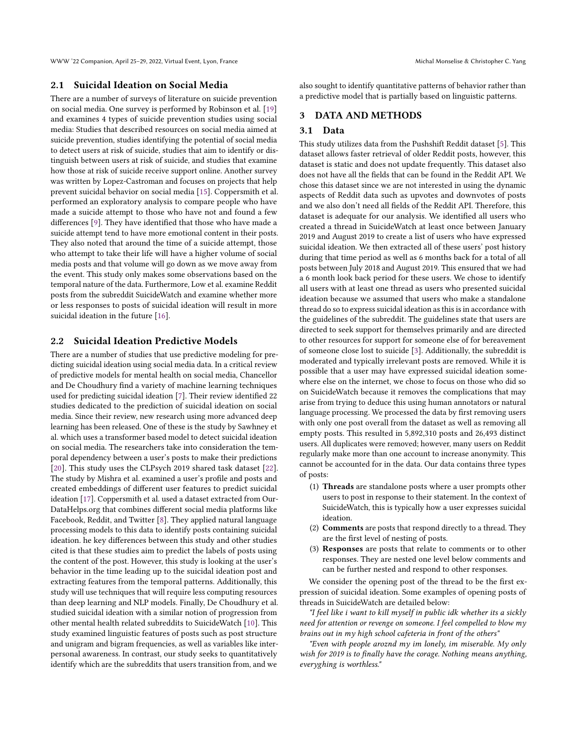## 2.1 Suicidal Ideation on Social Media

There are a number of surveys of literature on suicide prevention on social media. One survey is performed by Robinson et al. [19] and examines 4 types of suicide prevention studies using social media: Studies that described resources on social media aimed at suicide prevention, studies identifying the potential of social media to detect users at risk of suicide, studies that aim to identify or distinguish between users at risk of suicide, and studies that examine how those at risk of suicide receive support online. Another survey was written by Lopez-Castroman and focuses on projects that help prevent suicidal behavior on social media [15]. Coppersmith et al. performed an exploratory analysis to compare people who have made a suicide attempt to those who have not and found a few differences [9]. They have identified that those who have made a suicide attempt tend to have more emotional content in their posts. They also noted that around the time of a suicide attempt, those who attempt to take their life will have a higher volume of social media posts and that volume will go down as we move away from the event. This study only makes some observations based on the temporal nature of the data. Furthermore, Low et al. examine Reddit posts from the subreddit SuicideWatch and examine whether more or less responses to posts of suicidal ideation will result in more suicidal ideation in the future [16].

## 2.2 Suicidal Ideation Predictive Models

There are a number of studies that use predictive modeling for predicting suicidal ideation using social media data. In a critical review of predictive models for mental health on social media, Chancellor and De Choudhury find a variety of machine learning techniques used for predicting suicidal ideation [7]. Their review identified 22 studies dedicated to the prediction of suicidal ideation on social media. Since their review, new research using more advanced deep learning has been released. One of these is the study by Sawhney et al. which uses a transformer based model to detect suicidal ideation on social media. The researchers take into consideration the temporal dependency between a user's posts to make their predictions [20]. This study uses the CLPsych 2019 shared task dataset [22]. The study by Mishra et al. examined a user's profile and posts and created embeddings of different user features to predict suicidal ideation [17]. Coppersmith et al. used a dataset extracted from OurDataHelps.org that combines different social media platforms like Facebook, Reddit, and Twitter [8]. They applied natural language processing models to this data to identify posts containing suicidal ideation. he key differences between this study and other studies cited is that these studies aim to predict the labels of posts using the content of the post. However, this study is looking at the user's behavior in the time leading up to the suicidal ideation post and extracting features from the temporal patterns. Additionally, this study will use techniques that will require less computing resources than deep learning and NLP models. Finally, De Choudhury et al. studied suicidal ideation with a similar notion of progression from other mental health related subreddits to SuicideWatch [10]. This study examined linguistic features of posts such as post structure and unigram and bigram frequencies, as well as variables like interpersonal awareness. In contrast, our study seeks to quantitatively identify which are the subreddits that users transition from, and we also sought to identify quantitative patterns of behavior rather than a predictive model that is partially based on linguistic patterns.

# 3 DATA AND METHODS

## 3.1 Data

This study utilizes data from the Pushshift Reddit dataset [5]. This dataset allows faster retrieval of older Reddit posts, however, this dataset is static and does not update frequently. This dataset also does not have all the fields that can be found in the Reddit API. We chose this dataset since we are not interested in using the dynamic aspects of Reddit data such as upvotes and downvotes of posts and we also don't need all fields of the Reddit API. Therefore, this dataset is adequate for our analysis. We identified all users who created a thread in SuicideWatch at least once between January 2019 and August 2019 to create a list of users who have expressed suicidal ideation. We then extracted all of these users' post history during that time period as well as 6 months back for a total of all posts between July 2018 and August 2019. This ensured that we had a 6 month look back period for these users. We chose to identify all users with at least one thread as users who presented suicidal ideation because we assumed that users who make a standalone thread do so to express suicidal ideation as this is in accordance with the guidelines of the subreddit. The guidelines state that users are directed to seek support for themselves primarily and are directed to other resources for support for someone else of for bereavement of someone close lost to suicide [3]. Additionally, the subreddit is moderated and typically irrelevant posts are removed. While it is possible that a user may have expressed suicidal ideation somewhere else on the internet, we chose to focus on those who did so on SuicideWatch because it removes the complications that may arise from trying to deduce this using human annotators or natural language processing. We processed the data by first removing users with only one post overall from the dataset as well as removing all empty posts. This resulted in 5,892,310 posts and 26,493 distinct users. All duplicates were removed; however, many users on Reddit regularly make more than one account to increase anonymity. This cannot be accounted for in the data. Our data contains three types of posts:

1. **Threads** are standalone posts where a user prompts other users to post in response to their statement. In the context of SuicideWatch, this is typically how a user expresses suicidal ideation.
2. **Comments** are posts that respond directly to a thread. They are the first level of nesting of posts.
3. **Responses** are posts that relate to comments or to other responses. They are nested one level below comments and can be further nested and respond to other responses.

We consider the opening post of the thread to be the first expression of suicidal ideation. Some examples of opening posts of threads in SuicideWatch are detailed below:

*"I feel like i want to kill myself in public idk whether its a sickly need for attention or revenge on someone. I feel compelled to blow my brains out in my high school cafeteria in front of the others"*

*"Even with people aroznd my im lonely, im miserable. My only wish for 2019 is to finally have the courage. Nothing means anything, everyghing is worthless."*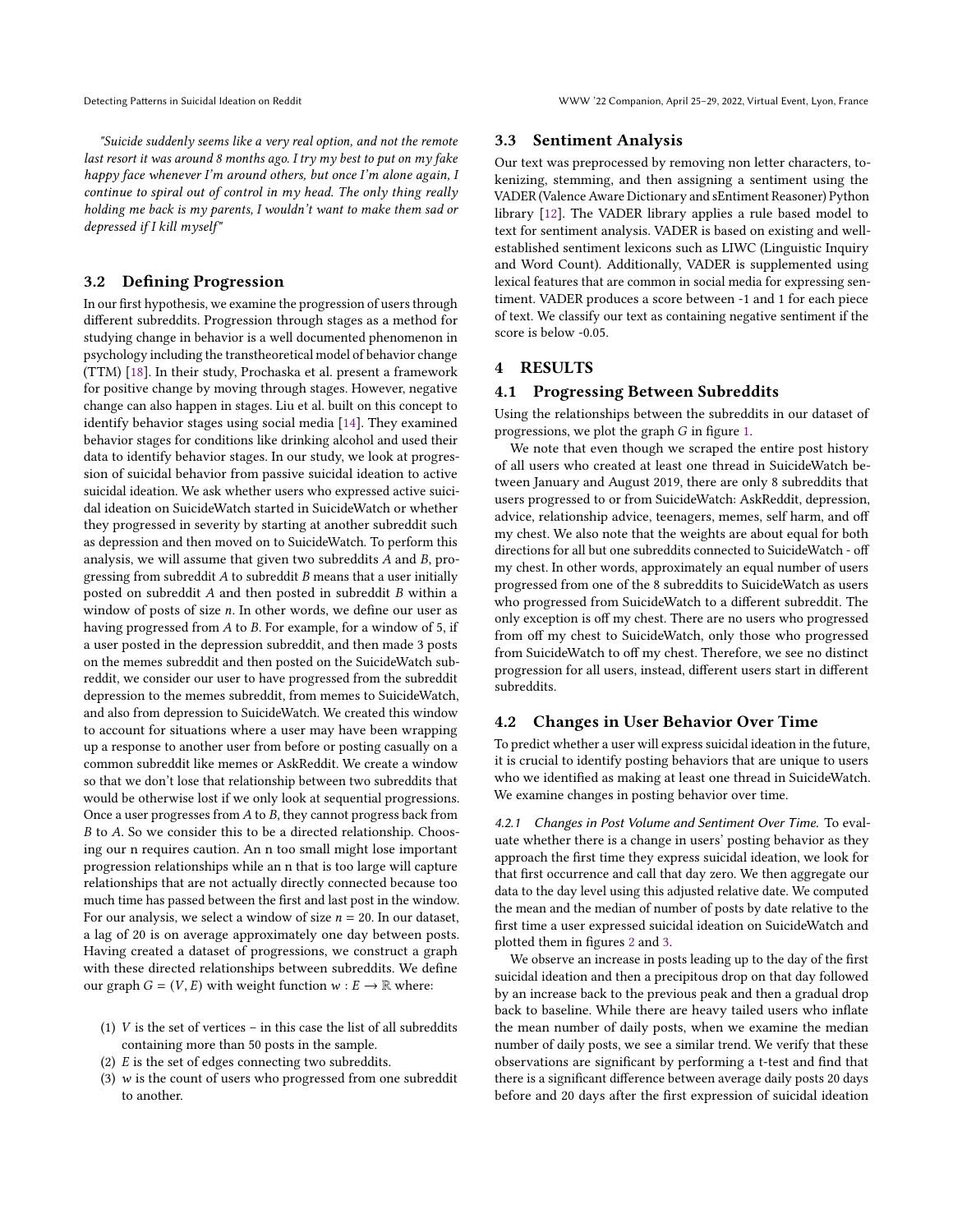*"Suicide suddenly seems like a very real option, and not the remote last resort it was around 8 months ago. I try my best to put on my fake happy face whenever I'm around others, but once I'm alone again, I continue to spiral out of control in my head. The only thing really holding me back is my parents, I wouldn't want to make them sad or depressed if I kill myself"*

### 3.2 Defining Progression

In our first hypothesis, we examine the progression of users through different subreddits. Progression through stages as a method for studying change in behavior is a well documented phenomenon in psychology including the transtheoretical model of behavior change (TTM) [18]. In their study, Prochaska et al. present a framework for positive change by moving through stages. However, negative change can also happen in stages. Liu et al. built on this concept to identify behavior stages using social media [14]. They examined behavior stages for conditions like drinking alcohol and used their data to identify behavior stages. In our study, we look at progression of suicidal behavior from passive suicidal ideation to active suicidal ideation. We ask whether users who expressed active suicidal ideation on SuicideWatch started in SuicideWatch or whether they progressed in severity by starting at another subreddit such as depression and then moved on to SuicideWatch. To perform this analysis, we will assume that given two subreddits $A$ and $B$, progressing from subreddit $A$ to subreddit $B$ means that a user initially posted on subreddit $A$ and then posted in subreddit $B$ within a window of posts of size $n$. In other words, we define our user as having progressed from $A$ to $B$. For example, for a window of 5, if a user posted in the depression subreddit, and then made 3 posts on the memes subreddit and then posted on the SuicideWatch subreddit, we consider our user to have progressed from the subreddit depression to the memes subreddit, from memes to SuicideWatch, and also from depression to SuicideWatch. We created this window to account for situations where a user may have been wrapping up a response to another user from before or posting casually on a common subreddit like memes or AskReddit. We create a window so that we don't lose that relationship between two subreddits that would be otherwise lost if we only look at sequential progressions. Once a user progresses from $A$ to $B$, they cannot progress back from $B$ to $A$. So we consider this to be a directed relationship. Choosing our n requires caution. An n too small might lose important progression relationships while an n that is too large will capture relationships that are not actually directly connected because too much time has passed between the first and last post in the window. For our analysis, we select a window of size $n = 20$. In our dataset, a lag of 20 is on average approximately one day between posts. Having created a dataset of progressions, we construct a graph with these directed relationships between subreddits. We define our graph $G = (V, E)$ with weight function $w : E \to \mathbb{R}$ where:

1. $V$ is the set of vertices – in this case the list of all subreddits containing more than 50 posts in the sample.
2. $E$ is the set of edges connecting two subreddits.
3. $w$ is the count of users who progressed from one subreddit to another.

### 3.3 Sentiment Analysis

Our text was preprocessed by removing non letter characters, tokenizing, stemming, and then assigning a sentiment using the VADER (Valence Aware Dictionary and sEntiment Reasoner) Python library [12]. The VADER library applies a rule based model to text for sentiment analysis. VADER is based on existing and well-established sentiment lexicons such as LIWC (Linguistic Inquiry and Word Count). Additionally, VADER is supplemented using lexical features that are common in social media for expressing sentiment. VADER produces a score between -1 and 1 for each piece of text. We classify our text as containing negative sentiment if the score is below -0.05.

## 4 RESULTS

### 4.1 Progressing Between Subreddits

Using the relationships between the subreddits in our dataset of progressions, we plot the graph $G$ in figure 1.

We note that even though we scraped the entire post history of all users who created at least one thread in SuicideWatch between January and August 2019, there are only 8 subreddits that users progressed to or from SuicideWatch: AskReddit, depression, advice, relationship advice, teenagers, memes, self harm, and off my chest. We also note that the weights are about equal for both directions for all but one subreddits connected to SuicideWatch - off my chest. In other words, approximately an equal number of users progressed from one of the 8 subreddits to SuicideWatch as users who progressed from SuicideWatch to a different subreddit. The only exception is off my chest. There are no users who progressed from off my chest to SuicideWatch, only those who progressed from SuicideWatch to off my chest. Therefore, we see no distinct progression for all users, instead, different users start in different subreddits.

### 4.2 Changes in User Behavior Over Time

To predict whether a user will express suicidal ideation in the future, it is crucial to identify posting behaviors that are unique to users who we identified as making at least one thread in SuicideWatch. We examine changes in posting behavior over time.

#### 4.2.1 Changes in Post Volume and Sentiment Over Time.

To evaluate whether there is a change in users' posting behavior as they approach the first time they express suicidal ideation, we look for that first occurrence and call that day zero. We then aggregate our data to the day level using this adjusted relative date. We computed the mean and the median of number of posts by date relative to the first time a user expressed suicidal ideation on SuicideWatch and plotted them in figures 2 and 3.

We observe an increase in posts leading up to the day of the first suicidal ideation and then a precipitous drop on that day followed by an increase back to the previous peak and then a gradual drop back to baseline. While there are heavy tailed users who inflate the mean number of daily posts, when we examine the median number of daily posts, we see a similar trend. We verify that these observations are significant by performing a t-test and find that there is a significant difference between average daily posts 20 days before and 20 days after the first expression of suicidal ideation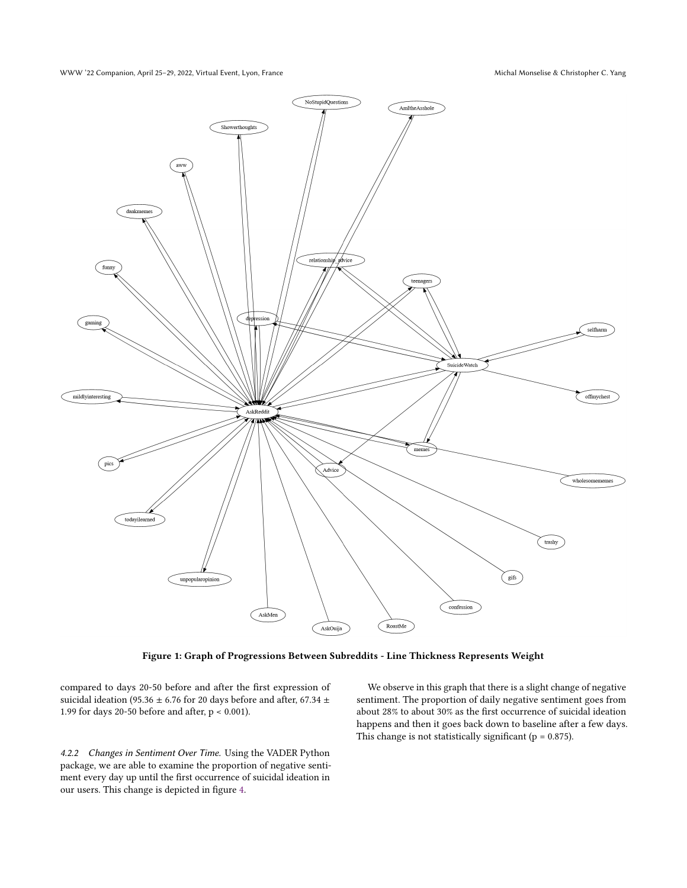Figure 1: Graph of Progressions Between Subreddits - Line Thickness Represents Weight

compared to days 20-50 before and after the first expression of suicidal ideation (95.36 ± 6.76 for 20 days before and after, 67.34 ± 1.99 for days 20-50 before and after, $p < 0.001$).

#### 4.2.2 Changes in Sentiment Over Time.

Using the VADER Python package, we are able to examine the proportion of negative sentiment every day up until the first occurrence of suicidal ideation in our users. This change is depicted in figure 4.

We observe in this graph that there is a slight change of negative sentiment. The proportion of daily negative sentiment goes from about 28% to about 30% as the first occurrence of suicidal ideation happens and then it goes back down to baseline after a few days. This change is not statistically significant ($p = 0.875$).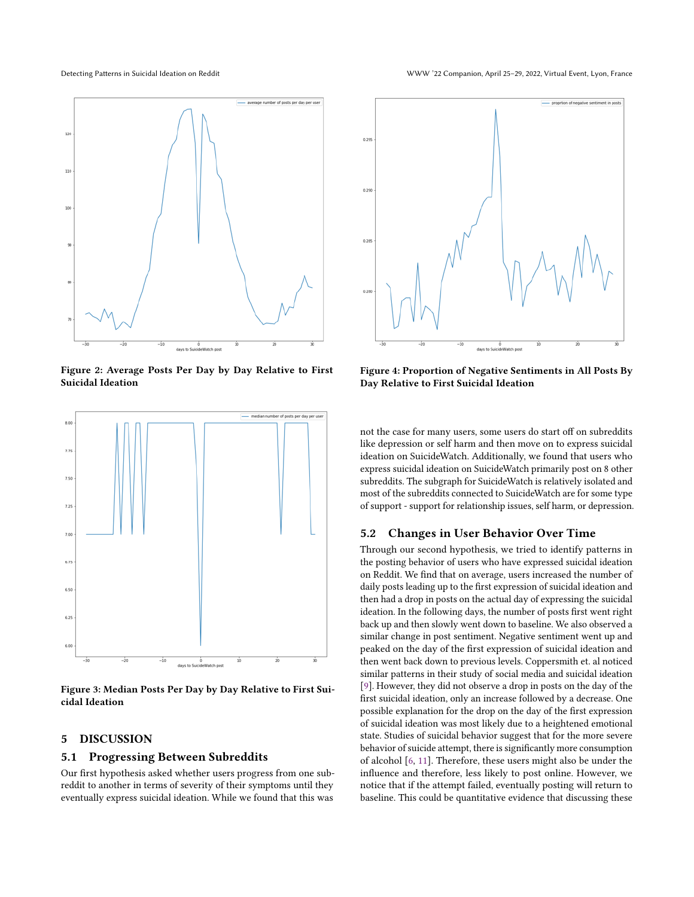Figure 2: Average Posts Per Day by Day Relative to First Suicidal Ideation

Figure 3: Median Posts Per Day by Day Relative to First Suicidal Ideation

## 5 DISCUSSION

### 5.1 Progressing Between Subreddits

Our first hypothesis asked whether users progress from one subreddit to another in terms of severity of their symptoms until they eventually express suicidal ideation. While we found that this was not the case for many users, some users do start off on subreddits like depression or self harm and then move on to express suicidal ideation on SuicideWatch. Additionally, we found that users who express suicidal ideation on SuicideWatch primarily post on 8 other subreddits. The subgraph for SuicideWatch is relatively isolated and most of the subreddits connected to SuicideWatch are for some type of support - support for relationship issues, self harm, or depression.

Figure 4: Proportion of Negative Sentiments in All Posts By Day Relative to First Suicidal Ideation

### 5.2 Changes in User Behavior Over Time

Through our second hypothesis, we tried to identify patterns in the posting behavior of users who have expressed suicidal ideation on Reddit. We find that on average, users increased the number of daily posts leading up to the first expression of suicidal ideation and then had a drop in posts on the actual day of expressing the suicidal ideation. In the following days, the number of posts first went right back up and then slowly went down to baseline. We also observed a similar change in post sentiment. Negative sentiment went up and peaked on the day of the first expression of suicidal ideation and then went back down to previous levels. Coppersmith et. al noticed similar patterns in their study of social media and suicidal ideation [9]. However, they did not observe a drop in posts on the day of the first suicidal ideation, only an increase followed by a decrease. One possible explanation for the drop on the day of the first expression of suicidal ideation was most likely due to a heightened emotional state. Studies of suicidal behavior suggest that for the more severe behavior of suicide attempt, there is significantly more consumption of alcohol [6, 11]. Therefore, these users might also be under the influence and therefore, less likely to post online. However, we notice that if the attempt failed, eventually posting will return to baseline. This could be quantitative evidence that discussing these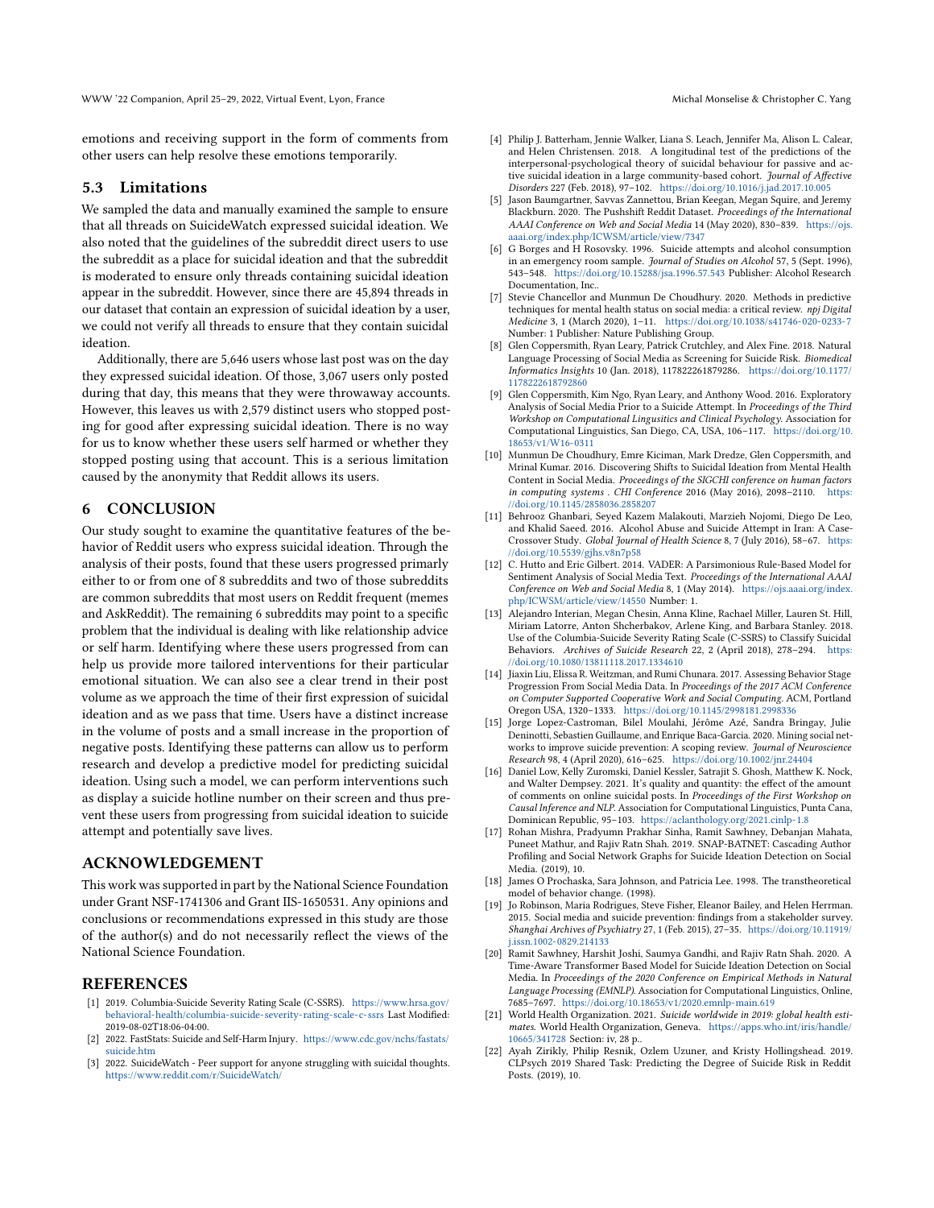emotions and receiving support in the form of comments from other users can help resolve these emotions temporarily.

### 5.3 Limitations

We sampled the data and manually examined the sample to ensure that all threads on SuicideWatch expressed suicidal ideation. We also noted that the guidelines of the subreddit direct users to use the subreddit as a place for suicidal ideation and that the subreddit is moderated to ensure only threads containing suicidal ideation appear in the subreddit. However, since there are 45,894 threads in our dataset that contain an expression of suicidal ideation by a user, we could not verify all threads to ensure that they contain suicidal ideation.

Additionally, there are 5,646 users whose last post was on the day they expressed suicidal ideation. Of those, 3,067 users only posted during that day, this means that they were throwaway accounts. However, this leaves us with 2,579 distinct users who stopped posting for good after expressing suicidal ideation. There is no way for us to know whether these users self harmed or whether they stopped posting using that account. This is a serious limitation caused by the anonymity that Reddit allows its users.

## 6 CONCLUSION

Our study sought to examine the quantitative features of the behavior of Reddit users who express suicidal ideation. Through the analysis of their posts, found that these users progressed primarly either to or from one of 8 subreddits and two of those subreddits are common subreddits that most users on Reddit frequent (memes and AskReddit). The remaining 6 subreddits may point to a specific problem that the individual is dealing with like relationship advice or self harm. Identifying where these users progressed from can help us provide more tailored interventions for their particular emotional situation. We can also see a clear trend in their post volume as we approach the time of their first expression of suicidal ideation and as we pass that time. Users have a distinct increase in the volume of posts and a small increase in the proportion of negative posts. Identifying these patterns can allow us to perform research and develop a predictive model for predicting suicidal ideation. Using such a model, we can perform interventions such as display a suicide hotline number on their screen and thus prevent these users from progressing from suicidal ideation to suicide attempt and potentially save lives.

## ACKNOWLEDGEMENT

This work was supported in part by the National Science Foundation under Grant NSF-1741306 and Grant IIS-1650531. Any opinions and conclusions or recommendations expressed in this study are those of the author(s) and do not necessarily reflect the views of the National Science Foundation.

## REFERENCES

[1] 2019. Columbia-Suicide Severity Rating Scale (C-SSRS). https://www.hrsa.gov/behavioral-health/columbia-suicide-severity-rating-scale-c-ssrs Last Modified: 2019-08-02T18:06-04:00.

[2] 2022. FastStats: Suicide and Self-Harm Injury. https://www.cdc.gov/nchs/fastats/suicide.htm

[3] 2022. SuicideWatch - Peer support for anyone struggling with suicidal thoughts. https://www.reddit.com/r/SuicideWatch/

[4] Philip J. Batterham, Jennie Walker, Liana S. Leach, Jennifer Ma, Alison L. Calear, and Helen Christensen. 2018. A longitudinal test of the predictions of the interpersonal-psychological theory of suicidal behaviour for passive and active suicidal ideation in a large community-based cohort. *Journal of Affective Disorders* 227 (Feb. 2018), 97–102. https://doi.org/10.1016/j.jad.2017.10.005

[5] Jason Baumgartner, Savvas Zannettou, Brian Keegan, Megan Squire, and Jeremy Blackburn. 2020. The Pushshift Reddit Dataset. *Proceedings of the International AAAI Conference on Web and Social Media* 14 (May 2020), 830–839. https://ojs.aaai.org/index.php/ICWSM/article/view/7347

[6] G Borges and H Rosovsky. 1996. Suicide attempts and alcohol consumption in an emergency room sample. *Journal of Studies on Alcohol* 57, 5 (Sept. 1996), 543–548. https://doi.org/10.15288/jsa.1996.57.543 Publisher: Alcohol Research Documentation, Inc..

[7] Stevie Chancellor and Munmun De Choudhury. 2020. Methods in predictive techniques for mental health status on social media: a critical review. *npj Digital Medicine* 3, 1 (March 2020), 1–11. https://doi.org/10.1038/s41746-020-0233-7 Number: 1 Publisher: Nature Publishing Group.

[8] Glen Coppersmith, Ryan Leary, Patrick Crutchley, and Alex Fine. 2018. Natural Language Processing of Social Media as Screening for Suicide Risk. *Biomedical Informatics Insights* 10 (Jan. 2018), 117822261879286. https://doi.org/10.1177/1178222618792860

[9] Glen Coppersmith, Kim Ngo, Ryan Leary, and Anthony Wood. 2016. Exploratory Analysis of Social Media Prior to a Suicide Attempt. In *Proceedings of the Third Workshop on Computational Lingusitics and Clinical Psychology*. Association for Computational Linguistics, San Diego, CA, USA, 106–117. https://doi.org/10.18653/v1/W16-0311

[10] Munmun De Choudhury, Emre Kiciman, Mark Dredze, Glen Coppersmith, and Mrinal Kumar. 2016. Discovering Shifts to Suicidal Ideation from Mental Health Content in Social Media. *Proceedings of the SIGCHI conference on human factors in computing systems . CHI Conference* 2016 (May 2016), 2098–2110. https://doi.org/10.1145/2858036.2858207

[11] Behrooz Ghanbari, Seyed Kazem Malakouti, Marzieh Nojomi, Diego De Leo, and Khalid Saeed. 2016. Alcohol Abuse and Suicide Attempt in Iran: A Case-Crossover Study. *Global Journal of Health Science* 8, 7 (July 2016), 58–67. https://doi.org/10.5539/gjhs.v8n7p58

[12] C. Hutto and Eric Gilbert. 2014. VADER: A Parsimonious Rule-Based Model for Sentiment Analysis of Social Media Text. *Proceedings of the International AAAI Conference on Web and Social Media* 8, 1 (May 2014). https://ojs.aaai.org/index.php/ICWSM/article/view/14550 Number: 1.

[13] Alejandro Interian, Megan Chesin, Anna Kline, Rachael Miller, Lauren St. Hill, Miriam Latorre, Anton Shcherbakov, Arlene King, and Barbara Stanley. 2018. Use of the Columbia-Suicide Severity Rating Scale (C-SSRS) to Classify Suicidal Behaviors. *Archives of Suicide Research* 22, 2 (April 2018), 278–294. https://doi.org/10.1080/13811118.2017.1334610

[14] Jiaxin Liu, Elissa R. Weitzman, and Rumi Chunara. 2017. Assessing Behavior Stage Progression From Social Media Data. In *Proceedings of the 2017 ACM Conference on Computer Supported Cooperative Work and Social Computing*. ACM, Portland Oregon USA, 1320–1333. https://doi.org/10.1145/2998181.2998336

[15] Jorge Lopez-Castroman, Bilel Moulahi, Jérôme Azé, Sandra Bringay, Julie Deninotti, Sebastien Guillaume, and Enrique Baca-Garcia. 2020. Mining social networks to improve suicide prevention: A scoping review. *Journal of Neuroscience Research* 98, 4 (April 2020), 616–625. https://doi.org/10.1002/jnr.24404

[16] Daniel Low, Kelly Zuromski, Daniel Kessler, Satrajit S. Ghosh, Matthew K. Nock, and Walter Dempsey. 2021. It's quality and quantity: the effect of the amount of comments on online suicidal posts. In *Proceedings of the First Workshop on Causal Inference and NLP*. Association for Computational Linguistics, Punta Cana, Dominican Republic, 95–103. https://aclanthology.org/2021.cinlp-1.8

[17] Rohan Mishra, Pradyumn Prakhar Sinha, Ramit Sawhney, Debanjan Mahata, Puneet Mathur, and Rajiv Ratn Shah. 2019. SNAP-BATNET: Cascading Author Profiling and Social Network Graphs for Suicide Ideation Detection on Social Media. (2019), 10.

[18] James O Prochaska, Sara Johnson, and Patricia Lee. 1998. The transtheoretical model of behavior change. (1998).

[19] Jo Robinson, Maria Rodrigues, Steve Fisher, Eleanor Bailey, and Helen Herrman. 2015. Social media and suicide prevention: findings from a stakeholder survey. *Shanghai Archives of Psychiatry* 27, 1 (Feb. 2015), 27–35. https://doi.org/10.11919/j.issn.1002-0829.214133

[20] Ramit Sawhney, Harshit Joshi, Saumya Gandhi, and Rajiv Ratn Shah. 2020. A Time-Aware Transformer Based Model for Suicide Ideation Detection on Social Media. In *Proceedings of the 2020 Conference on Empirical Methods in Natural Language Processing (EMNLP)*. Association for Computational Linguistics, Online, 7685–7697. https://doi.org/10.18653/v1/2020.emnlp-main.619

[21] World Health Organization. 2021. *Suicide worldwide in 2019: global health estimates*. World Health Organization, Geneva. https://apps.who.int/iris/handle/10665/341728 Section: iv, 28 p..

[22] Ayah Zirikly, Philip Resnik, Ozlem Uzuner, and Kristy Hollingshead. 2019. CLPsych 2019 Shared Task: Predicting the Degree of Suicide Risk in Reddit Posts. (2019), 10.